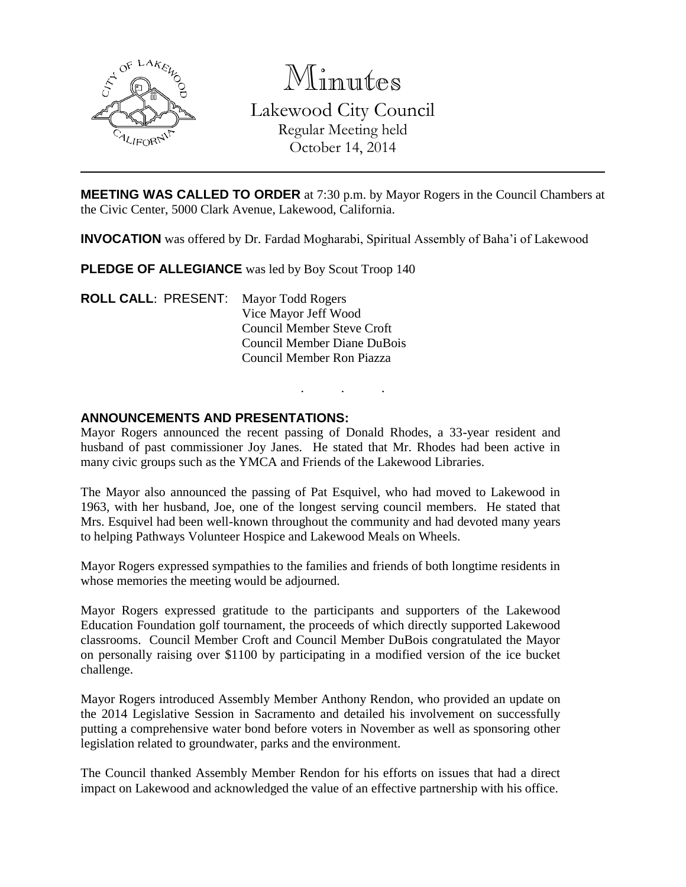# Minutes

## Lakewood City Council

Regular Meeting held
October 14, 2014

**MEETING WAS CALLED TO ORDER** at 7:30 p.m. by Mayor Rogers in the Council Chambers at the Civic Center, 5000 Clark Avenue, Lakewood, California.

**INVOCATION** was offered by Dr. Fardad Mogharabi, Spiritual Assembly of Baha'i of Lakewood

**PLEDGE OF ALLEGIANCE** was led by Boy Scout Troop 140

**ROLL CALL**: PRESENT: Mayor Todd Rogers
Vice Mayor Jeff Wood
Council Member Steve Croft
Council Member Diane DuBois
Council Member Ron Piazza

. . .

**ANNOUNCEMENTS AND PRESENTATIONS:**

Mayor Rogers announced the recent passing of Donald Rhodes, a 33-year resident and husband of past commissioner Joy Janes. He stated that Mr. Rhodes had been active in many civic groups such as the YMCA and Friends of the Lakewood Libraries.

The Mayor also announced the passing of Pat Esquivel, who had moved to Lakewood in 1963, with her husband, Joe, one of the longest serving council members. He stated that Mrs. Esquivel had been well-known throughout the community and had devoted many years to helping Pathways Volunteer Hospice and Lakewood Meals on Wheels.

Mayor Rogers expressed sympathies to the families and friends of both longtime residents in whose memories the meeting would be adjourned.

Mayor Rogers expressed gratitude to the participants and supporters of the Lakewood Education Foundation golf tournament, the proceeds of which directly supported Lakewood classrooms. Council Member Croft and Council Member DuBois congratulated the Mayor on personally raising over $1100 by participating in a modified version of the ice bucket challenge.

Mayor Rogers introduced Assembly Member Anthony Rendon, who provided an update on the 2014 Legislative Session in Sacramento and detailed his involvement on successfully putting a comprehensive water bond before voters in November as well as sponsoring other legislation related to groundwater, parks and the environment.

The Council thanked Assembly Member Rendon for his efforts on issues that had a direct impact on Lakewood and acknowledged the value of an effective partnership with his office.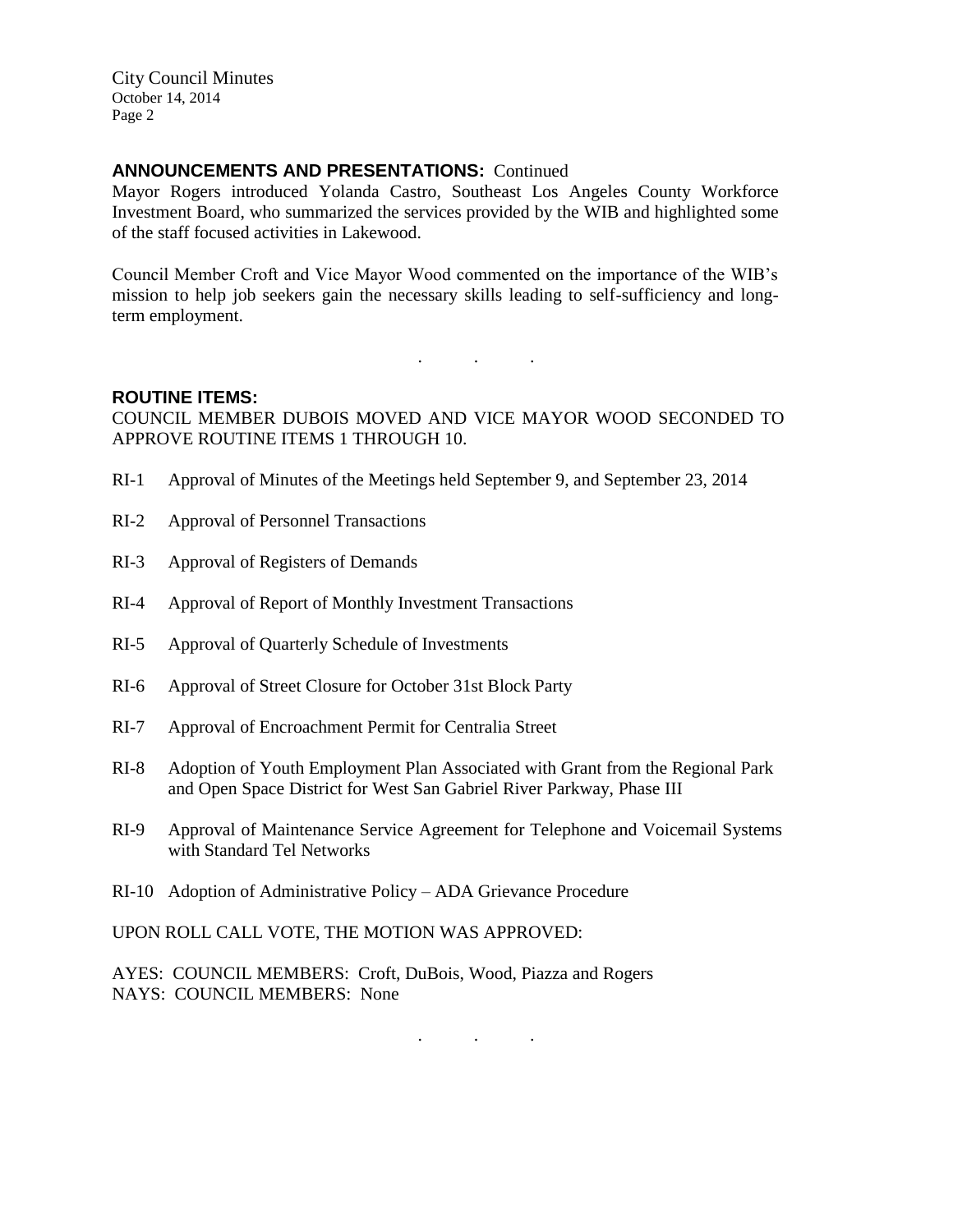**ANNOUNCEMENTS AND PRESENTATIONS:** Continued

Mayor Rogers introduced Yolanda Castro, Southeast Los Angeles County Workforce Investment Board, who summarized the services provided by the WIB and highlighted some of the staff focused activities in Lakewood.

Council Member Croft and Vice Mayor Wood commented on the importance of the WIB's mission to help job seekers gain the necessary skills leading to self-sufficiency and long-term employment.

. . .

**ROUTINE ITEMS:**

COUNCIL MEMBER DUBOIS MOVED AND VICE MAYOR WOOD SECONDED TO APPROVE ROUTINE ITEMS 1 THROUGH 10.

RI-1 Approval of Minutes of the Meetings held September 9, and September 23, 2014

RI-2 Approval of Personnel Transactions

RI-3 Approval of Registers of Demands

RI-4 Approval of Report of Monthly Investment Transactions

RI-5 Approval of Quarterly Schedule of Investments

RI-6 Approval of Street Closure for October 31st Block Party

RI-7 Approval of Encroachment Permit for Centralia Street

RI-8 Adoption of Youth Employment Plan Associated with Grant from the Regional Park and Open Space District for West San Gabriel River Parkway, Phase III

RI-9 Approval of Maintenance Service Agreement for Telephone and Voicemail Systems with Standard Tel Networks

RI-10 Adoption of Administrative Policy – ADA Grievance Procedure

UPON ROLL CALL VOTE, THE MOTION WAS APPROVED:

AYES: COUNCIL MEMBERS: Croft, DuBois, Wood, Piazza and Rogers
NAYS: COUNCIL MEMBERS: None

. . .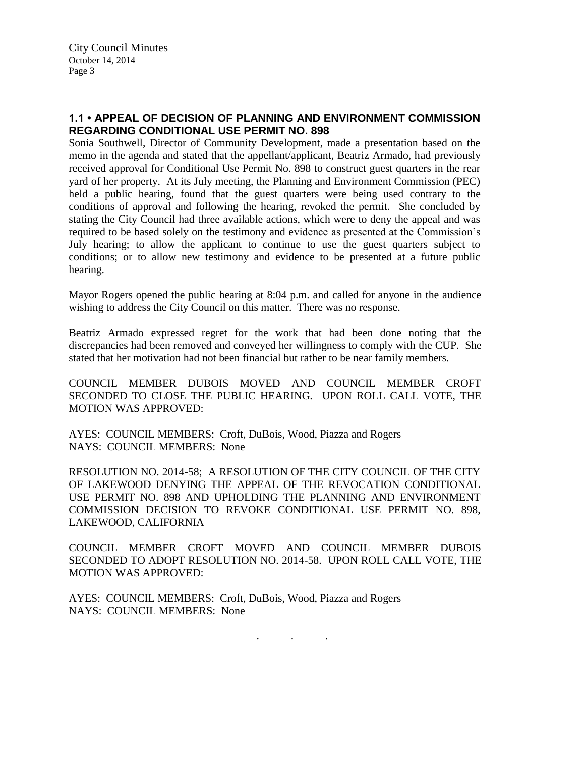### 1.1 • APPEAL OF DECISION OF PLANNING AND ENVIRONMENT COMMISSION REGARDING CONDITIONAL USE PERMIT NO. 898

Sonia Southwell, Director of Community Development, made a presentation based on the memo in the agenda and stated that the appellant/applicant, Beatriz Armado, had previously received approval for Conditional Use Permit No. 898 to construct guest quarters in the rear yard of her property. At its July meeting, the Planning and Environment Commission (PEC) held a public hearing, found that the guest quarters were being used contrary to the conditions of approval and following the hearing, revoked the permit. She concluded by stating the City Council had three available actions, which were to deny the appeal and was required to be based solely on the testimony and evidence as presented at the Commission's July hearing; to allow the applicant to continue to use the guest quarters subject to conditions; or to allow new testimony and evidence to be presented at a future public hearing.

Mayor Rogers opened the public hearing at 8:04 p.m. and called for anyone in the audience wishing to address the City Council on this matter. There was no response.

Beatriz Armado expressed regret for the work that had been done noting that the discrepancies had been removed and conveyed her willingness to comply with the CUP. She stated that her motivation had not been financial but rather to be near family members.

COUNCIL MEMBER DUBOIS MOVED AND COUNCIL MEMBER CROFT SECONDED TO CLOSE THE PUBLIC HEARING. UPON ROLL CALL VOTE, THE MOTION WAS APPROVED:

AYES: COUNCIL MEMBERS: Croft, DuBois, Wood, Piazza and Rogers
NAYS: COUNCIL MEMBERS: None

RESOLUTION NO. 2014-58; A RESOLUTION OF THE CITY COUNCIL OF THE CITY OF LAKEWOOD DENYING THE APPEAL OF THE REVOCATION CONDITIONAL USE PERMIT NO. 898 AND UPHOLDING THE PLANNING AND ENVIRONMENT COMMISSION DECISION TO REVOKE CONDITIONAL USE PERMIT NO. 898, LAKEWOOD, CALIFORNIA

COUNCIL MEMBER CROFT MOVED AND COUNCIL MEMBER DUBOIS SECONDED TO ADOPT RESOLUTION NO. 2014-58. UPON ROLL CALL VOTE, THE MOTION WAS APPROVED:

AYES: COUNCIL MEMBERS: Croft, DuBois, Wood, Piazza and Rogers
NAYS: COUNCIL MEMBERS: None

. . .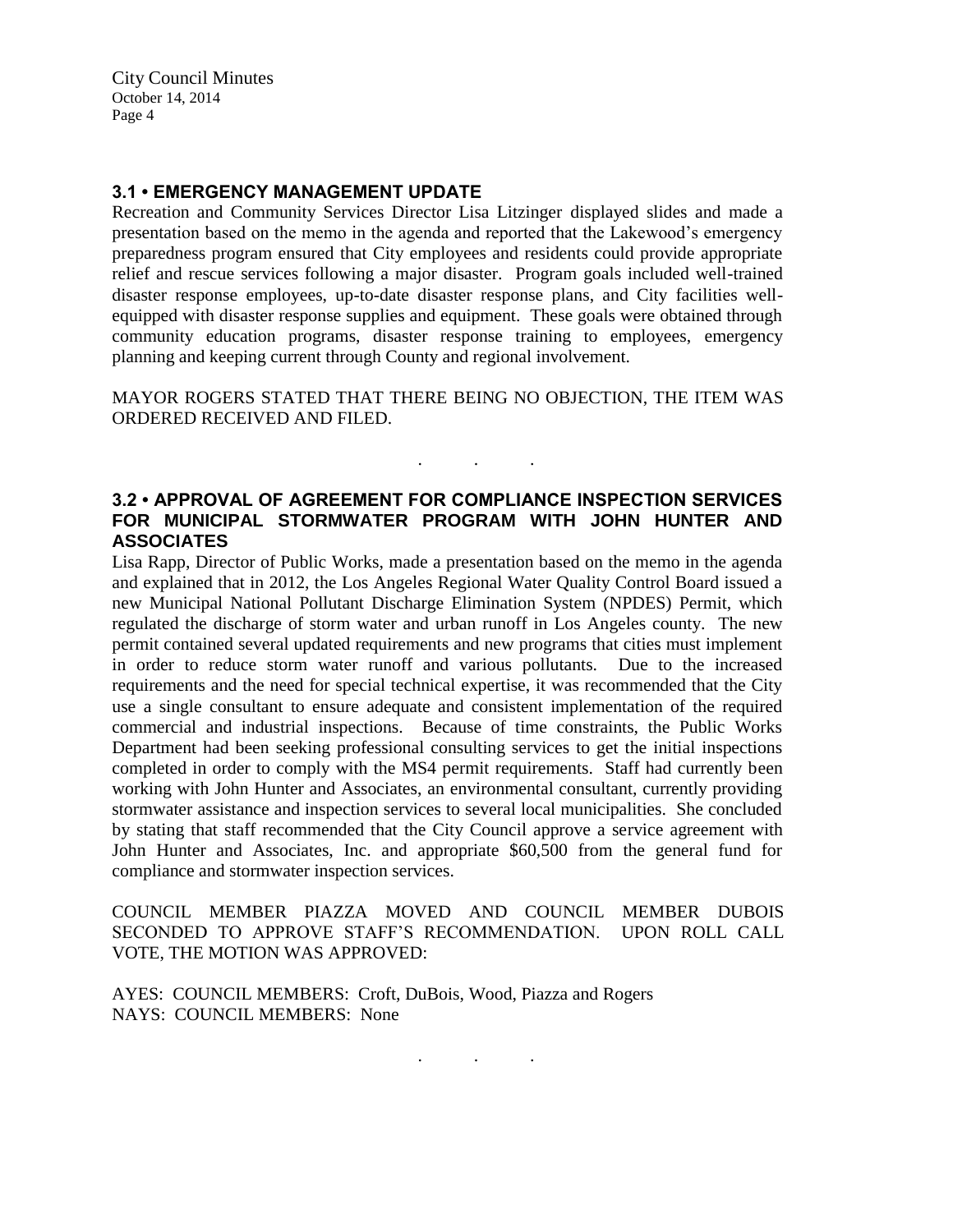### 3.1 • EMERGENCY MANAGEMENT UPDATE

Recreation and Community Services Director Lisa Litzinger displayed slides and made a presentation based on the memo in the agenda and reported that the Lakewood's emergency preparedness program ensured that City employees and residents could provide appropriate relief and rescue services following a major disaster. Program goals included well-trained disaster response employees, up-to-date disaster response plans, and City facilities well-equipped with disaster response supplies and equipment. These goals were obtained through community education programs, disaster response training to employees, emergency planning and keeping current through County and regional involvement.

MAYOR ROGERS STATED THAT THERE BEING NO OBJECTION, THE ITEM WAS ORDERED RECEIVED AND FILED.

. . .

### 3.2 • APPROVAL OF AGREEMENT FOR COMPLIANCE INSPECTION SERVICES FOR MUNICIPAL STORMWATER PROGRAM WITH JOHN HUNTER AND ASSOCIATES

Lisa Rapp, Director of Public Works, made a presentation based on the memo in the agenda and explained that in 2012, the Los Angeles Regional Water Quality Control Board issued a new Municipal National Pollutant Discharge Elimination System (NPDES) Permit, which regulated the discharge of storm water and urban runoff in Los Angeles county. The new permit contained several updated requirements and new programs that cities must implement in order to reduce storm water runoff and various pollutants. Due to the increased requirements and the need for special technical expertise, it was recommended that the City use a single consultant to ensure adequate and consistent implementation of the required commercial and industrial inspections. Because of time constraints, the Public Works Department had been seeking professional consulting services to get the initial inspections completed in order to comply with the MS4 permit requirements. Staff had currently been working with John Hunter and Associates, an environmental consultant, currently providing stormwater assistance and inspection services to several local municipalities. She concluded by stating that staff recommended that the City Council approve a service agreement with John Hunter and Associates, Inc. and appropriate $60,500 from the general fund for compliance and stormwater inspection services.

COUNCIL MEMBER PIAZZA MOVED AND COUNCIL MEMBER DUBOIS SECONDED TO APPROVE STAFF'S RECOMMENDATION. UPON ROLL CALL VOTE, THE MOTION WAS APPROVED:

AYES: COUNCIL MEMBERS: Croft, DuBois, Wood, Piazza and Rogers
NAYS: COUNCIL MEMBERS: None

. . .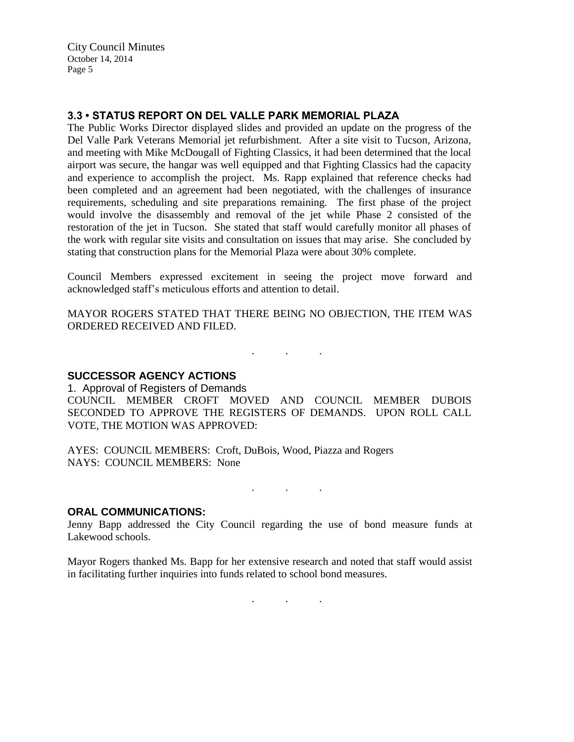### 3.3 • STATUS REPORT ON DEL VALLE PARK MEMORIAL PLAZA

The Public Works Director displayed slides and provided an update on the progress of the Del Valle Park Veterans Memorial jet refurbishment. After a site visit to Tucson, Arizona, and meeting with Mike McDougall of Fighting Classics, it had been determined that the local airport was secure, the hangar was well equipped and that Fighting Classics had the capacity and experience to accomplish the project. Ms. Rapp explained that reference checks had been completed and an agreement had been negotiated, with the challenges of insurance requirements, scheduling and site preparations remaining. The first phase of the project would involve the disassembly and removal of the jet while Phase 2 consisted of the restoration of the jet in Tucson. She stated that staff would carefully monitor all phases of the work with regular site visits and consultation on issues that may arise. She concluded by stating that construction plans for the Memorial Plaza were about 30% complete.

Council Members expressed excitement in seeing the project move forward and acknowledged staff's meticulous efforts and attention to detail.

MAYOR ROGERS STATED THAT THERE BEING NO OBJECTION, THE ITEM WAS ORDERED RECEIVED AND FILED.

. . .

### SUCCESSOR AGENCY ACTIONS

1. Approval of Registers of Demands

COUNCIL MEMBER CROFT MOVED AND COUNCIL MEMBER DUBOIS SECONDED TO APPROVE THE REGISTERS OF DEMANDS. UPON ROLL CALL VOTE, THE MOTION WAS APPROVED:

AYES: COUNCIL MEMBERS: Croft, DuBois, Wood, Piazza and Rogers
NAYS: COUNCIL MEMBERS: None

. . .

### ORAL COMMUNICATIONS:

Jenny Bapp addressed the City Council regarding the use of bond measure funds at Lakewood schools.

Mayor Rogers thanked Ms. Bapp for her extensive research and noted that staff would assist in facilitating further inquiries into funds related to school bond measures.

. . .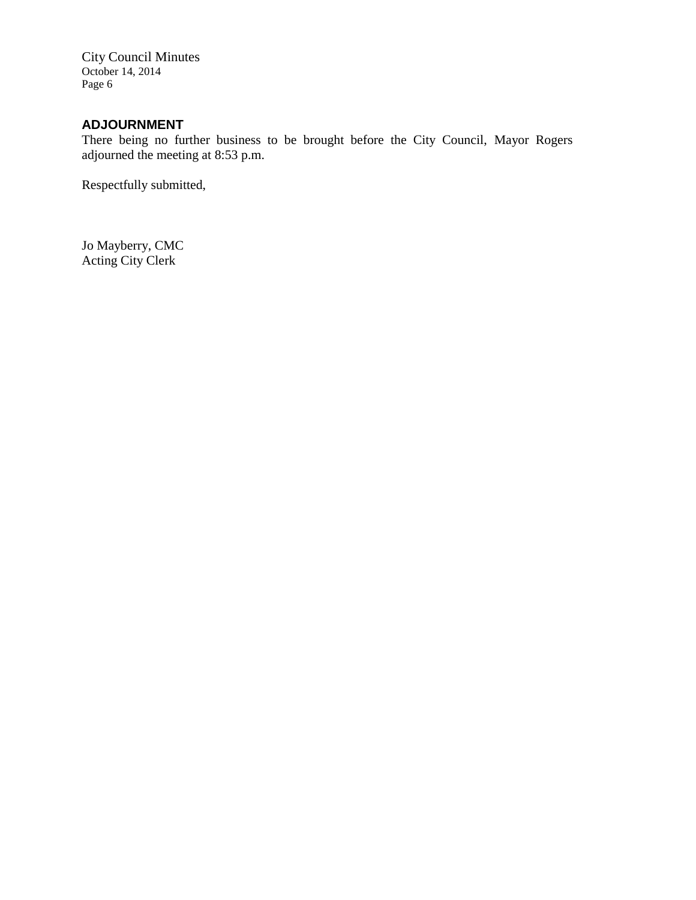## ADJOURNMENT

There being no further business to be brought before the City Council, Mayor Rogers adjourned the meeting at 8:53 p.m.

Respectfully submitted,

Jo Mayberry, CMC
Acting City Clerk